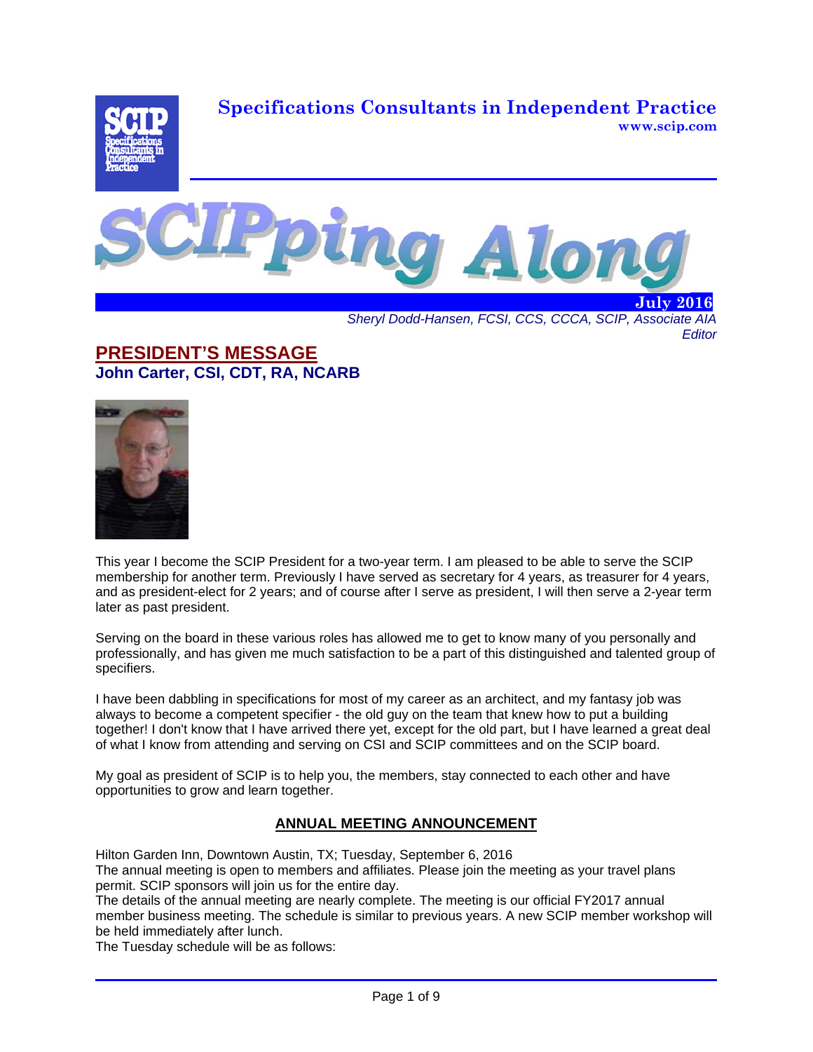**Specifications Consultants in Independent Practice**
**www.scip.com**

# SCIPping Along

**July 2016**

*Sheryl Dodd-Hansen, FCSI, CCS, CCCA, SCIP, Associate AIA*
*Editor*

## PRESIDENT'S MESSAGE

### John Carter, CSI, CDT, RA, NCARB

This year I become the SCIP President for a two-year term. I am pleased to be able to serve the SCIP membership for another term. Previously I have served as secretary for 4 years, as treasurer for 4 years, and as president-elect for 2 years; and of course after I serve as president, I will then serve a 2-year term later as past president.

Serving on the board in these various roles has allowed me to get to know many of you personally and professionally, and has given me much satisfaction to be a part of this distinguished and talented group of specifiers.

I have been dabbling in specifications for most of my career as an architect, and my fantasy job was always to become a competent specifier - the old guy on the team that knew how to put a building together! I don't know that I have arrived there yet, except for the old part, but I have learned a great deal of what I know from attending and serving on CSI and SCIP committees and on the SCIP board.

My goal as president of SCIP is to help you, the members, stay connected to each other and have opportunities to grow and learn together.

## ANNUAL MEETING ANNOUNCEMENT

Hilton Garden Inn, Downtown Austin, TX; Tuesday, September 6, 2016
The annual meeting is open to members and affiliates. Please join the meeting as your travel plans permit. SCIP sponsors will join us for the entire day.
The details of the annual meeting are nearly complete. The meeting is our official FY2017 annual member business meeting. The schedule is similar to previous years. A new SCIP member workshop will be held immediately after lunch.
The Tuesday schedule will be as follows: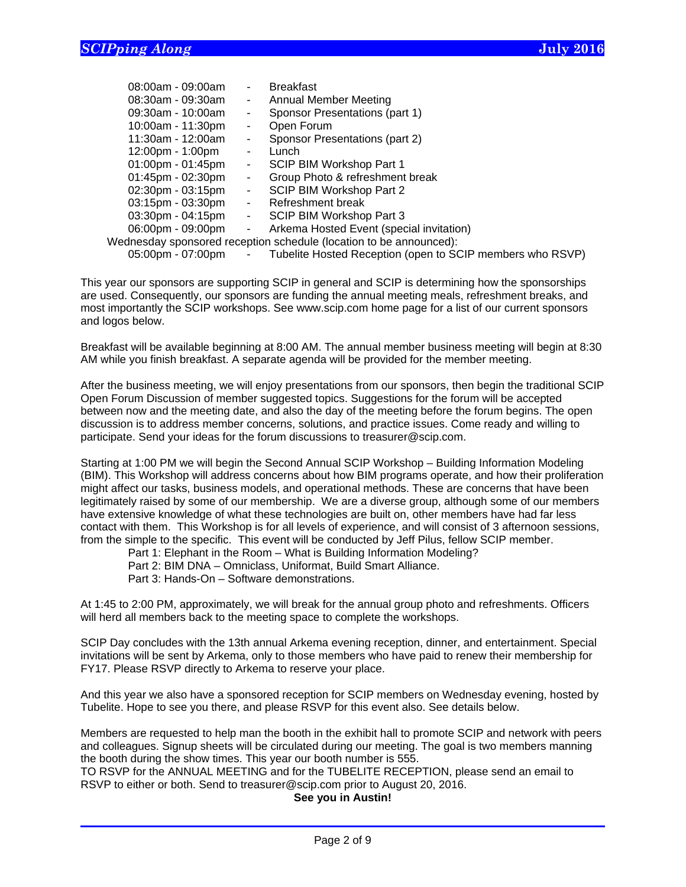08:00am - 09:00am - Breakfast
08:30am - 09:30am - Annual Member Meeting
09:30am - 10:00am - Sponsor Presentations (part 1)
10:00am - 11:30pm - Open Forum
11:30am - 12:00am - Sponsor Presentations (part 2)
12:00pm - 1:00pm - Lunch
01:00pm - 01:45pm - SCIP BIM Workshop Part 1
01:45pm - 02:30pm - Group Photo & refreshment break
02:30pm - 03:15pm - SCIP BIM Workshop Part 2
03:15pm - 03:30pm - Refreshment break
03:30pm - 04:15pm - SCIP BIM Workshop Part 3
06:00pm - 09:00pm - Arkema Hosted Event (special invitation)

Wednesday sponsored reception schedule (location to be announced):

05:00pm - 07:00pm - Tubelite Hosted Reception (open to SCIP members who RSVP)

This year our sponsors are supporting SCIP in general and SCIP is determining how the sponsorships are used. Consequently, our sponsors are funding the annual meeting meals, refreshment breaks, and most importantly the SCIP workshops. See www.scip.com home page for a list of our current sponsors and logos below.

Breakfast will be available beginning at 8:00 AM. The annual member business meeting will begin at 8:30 AM while you finish breakfast. A separate agenda will be provided for the member meeting.

After the business meeting, we will enjoy presentations from our sponsors, then begin the traditional SCIP Open Forum Discussion of member suggested topics. Suggestions for the forum will be accepted between now and the meeting date, and also the day of the meeting before the forum begins. The open discussion is to address member concerns, solutions, and practice issues. Come ready and willing to participate. Send your ideas for the forum discussions to treasurer@scip.com.

Starting at 1:00 PM we will begin the Second Annual SCIP Workshop – Building Information Modeling (BIM). This Workshop will address concerns about how BIM programs operate, and how their proliferation might affect our tasks, business models, and operational methods. These are concerns that have been legitimately raised by some of our membership. We are a diverse group, although some of our members have extensive knowledge of what these technologies are built on, other members have had far less contact with them. This Workshop is for all levels of experience, and will consist of 3 afternoon sessions, from the simple to the specific. This event will be conducted by Jeff Pilus, fellow SCIP member.

Part 1: Elephant in the Room – What is Building Information Modeling?
Part 2: BIM DNA – Omniclass, Uniformat, Build Smart Alliance.
Part 3: Hands-On – Software demonstrations.

At 1:45 to 2:00 PM, approximately, we will break for the annual group photo and refreshments. Officers will herd all members back to the meeting space to complete the workshops.

SCIP Day concludes with the 13th annual Arkema evening reception, dinner, and entertainment. Special invitations will be sent by Arkema, only to those members who have paid to renew their membership for FY17. Please RSVP directly to Arkema to reserve your place.

And this year we also have a sponsored reception for SCIP members on Wednesday evening, hosted by Tubelite. Hope to see you there, and please RSVP for this event also. See details below.

Members are requested to help man the booth in the exhibit hall to promote SCIP and network with peers and colleagues. Signup sheets will be circulated during our meeting. The goal is two members manning the booth during the show times. This year our booth number is 555.
TO RSVP for the ANNUAL MEETING and for the TUBELITE RECEPTION, please send an email to RSVP to either or both. Send to treasurer@scip.com prior to August 20, 2016.

**See you in Austin!**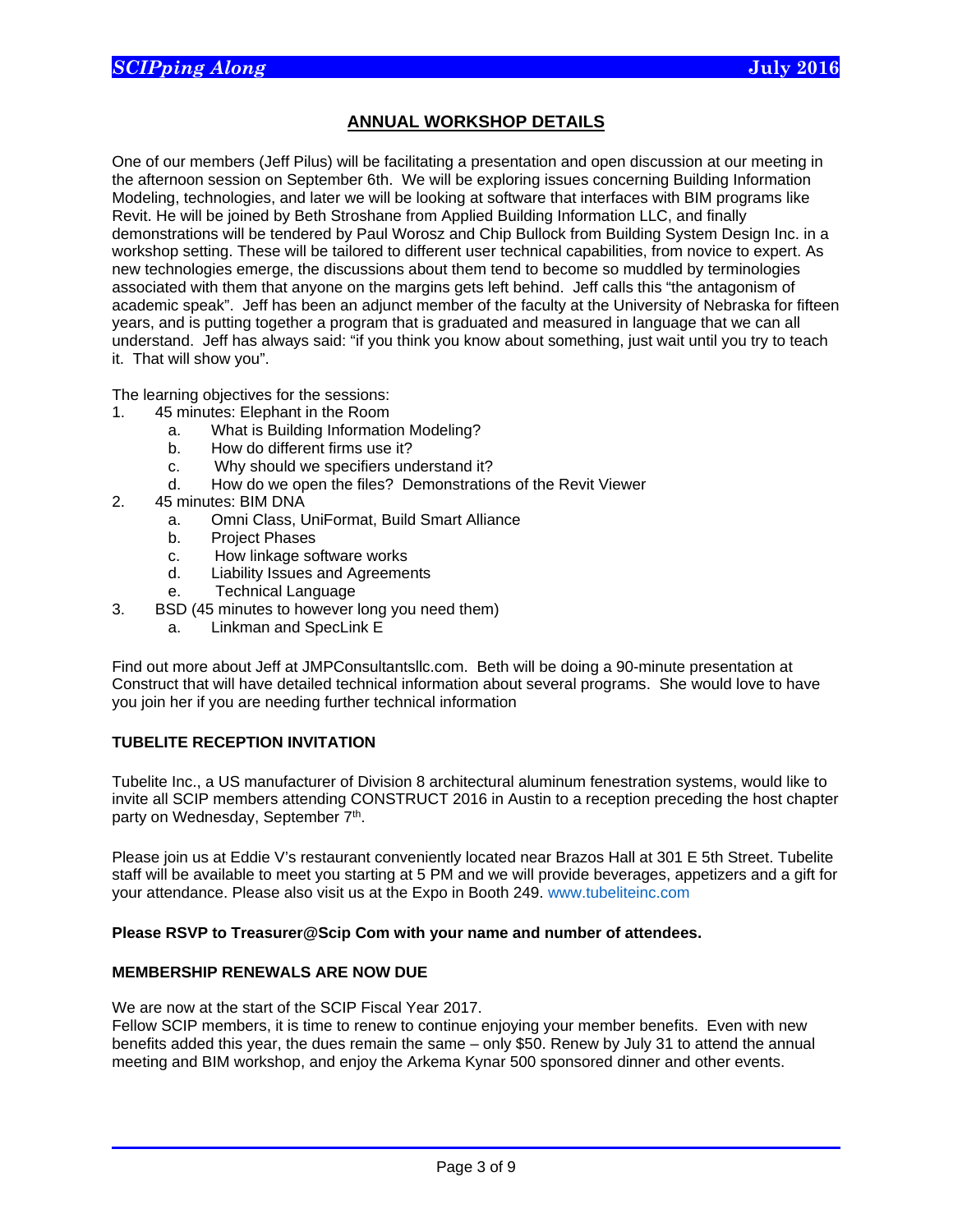## ANNUAL WORKSHOP DETAILS

One of our members (Jeff Pilus) will be facilitating a presentation and open discussion at our meeting in the afternoon session on September 6th. We will be exploring issues concerning Building Information Modeling, technologies, and later we will be looking at software that interfaces with BIM programs like Revit. He will be joined by Beth Stroshane from Applied Building Information LLC, and finally demonstrations will be tendered by Paul Worosz and Chip Bullock from Building System Design Inc. in a workshop setting. These will be tailored to different user technical capabilities, from novice to expert. As new technologies emerge, the discussions about them tend to become so muddled by terminologies associated with them that anyone on the margins gets left behind. Jeff calls this "the antagonism of academic speak". Jeff has been an adjunct member of the faculty at the University of Nebraska for fifteen years, and is putting together a program that is graduated and measured in language that we can all understand. Jeff has always said: "if you think you know about something, just wait until you try to teach it. That will show you".

The learning objectives for the sessions:

1. 45 minutes: Elephant in the Room
   a. What is Building Information Modeling?
   b. How do different firms use it?
   c. Why should we specifiers understand it?
   d. How do we open the files? Demonstrations of the Revit Viewer
2. 45 minutes: BIM DNA
   a. Omni Class, UniFormat, Build Smart Alliance
   b. Project Phases
   c. How linkage software works
   d. Liability Issues and Agreements
   e. Technical Language
3. BSD (45 minutes to however long you need them)
   a. Linkman and SpecLink E

Find out more about Jeff at JMPConsultantsllc.com. Beth will be doing a 90-minute presentation at Construct that will have detailed technical information about several programs. She would love to have you join her if you are needing further technical information

### TUBELITE RECEPTION INVITATION

Tubelite Inc., a US manufacturer of Division 8 architectural aluminum fenestration systems, would like to invite all SCIP members attending CONSTRUCT 2016 in Austin to a reception preceding the host chapter party on Wednesday, September 7th.

Please join us at Eddie V's restaurant conveniently located near Brazos Hall at 301 E 5th Street. Tubelite staff will be available to meet you starting at 5 PM and we will provide beverages, appetizers and a gift for your attendance. Please also visit us at the Expo in Booth 249. www.tubeliteinc.com

**Please RSVP to Treasurer@Scip Com with your name and number of attendees.**

### MEMBERSHIP RENEWALS ARE NOW DUE

We are now at the start of the SCIP Fiscal Year 2017.

Fellow SCIP members, it is time to renew to continue enjoying your member benefits. Even with new benefits added this year, the dues remain the same – only $50. Renew by July 31 to attend the annual meeting and BIM workshop, and enjoy the Arkema Kynar 500 sponsored dinner and other events.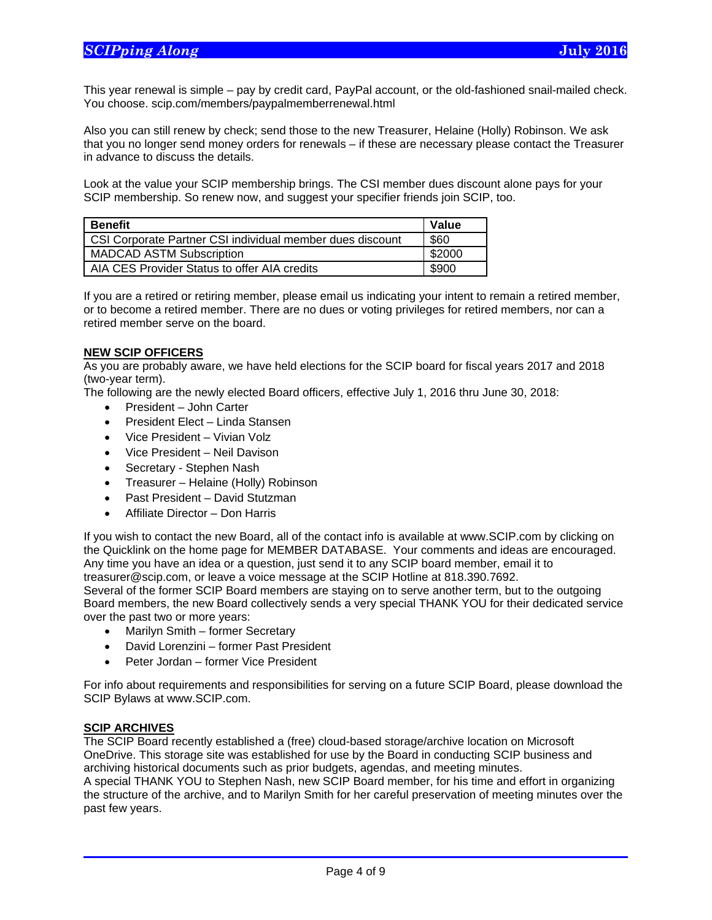This year renewal is simple – pay by credit card, PayPal account, or the old-fashioned snail-mailed check. You choose. scip.com/members/paypalmemberrenewal.html

Also you can still renew by check; send those to the new Treasurer, Helaine (Holly) Robinson. We ask that you no longer send money orders for renewals – if these are necessary please contact the Treasurer in advance to discuss the details.

Look at the value your SCIP membership brings. The CSI member dues discount alone pays for your SCIP membership. So renew now, and suggest your specifier friends join SCIP, too.

| Benefit | Value |
|---|---|
| CSI Corporate Partner CSI individual member dues discount | $60 |
| MADCAD ASTM Subscription | $2000 |
| AIA CES Provider Status to offer AIA credits | $900 |

If you are a retired or retiring member, please email us indicating your intent to remain a retired member, or to become a retired member. There are no dues or voting privileges for retired members, nor can a retired member serve on the board.

## NEW SCIP OFFICERS

As you are probably aware, we have held elections for the SCIP board for fiscal years 2017 and 2018 (two-year term).

The following are the newly elected Board officers, effective July 1, 2016 thru June 30, 2018:

- President – John Carter
- President Elect – Linda Stansen
- Vice President – Vivian Volz
- Vice President – Neil Davison
- Secretary - Stephen Nash
- Treasurer – Helaine (Holly) Robinson
- Past President – David Stutzman
- Affiliate Director – Don Harris

If you wish to contact the new Board, all of the contact info is available at www.SCIP.com by clicking on the Quicklink on the home page for MEMBER DATABASE. Your comments and ideas are encouraged. Any time you have an idea or a question, just send it to any SCIP board member, email it to treasurer@scip.com, or leave a voice message at the SCIP Hotline at 818.390.7692.

Several of the former SCIP Board members are staying on to serve another term, but to the outgoing Board members, the new Board collectively sends a very special THANK YOU for their dedicated service over the past two or more years:

- Marilyn Smith – former Secretary
- David Lorenzini – former Past President
- Peter Jordan – former Vice President

For info about requirements and responsibilities for serving on a future SCIP Board, please download the SCIP Bylaws at www.SCIP.com.

## SCIP ARCHIVES

The SCIP Board recently established a (free) cloud-based storage/archive location on Microsoft OneDrive. This storage site was established for use by the Board in conducting SCIP business and archiving historical documents such as prior budgets, agendas, and meeting minutes.

A special THANK YOU to Stephen Nash, new SCIP Board member, for his time and effort in organizing the structure of the archive, and to Marilyn Smith for her careful preservation of meeting minutes over the past few years.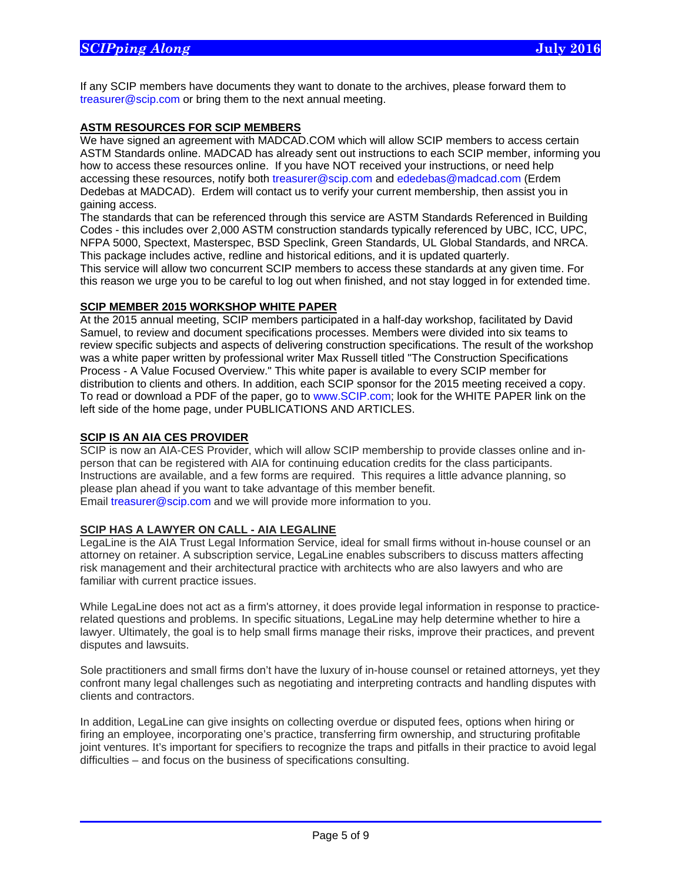If any SCIP members have documents they want to donate to the archives, please forward them to treasurer@scip.com or bring them to the next annual meeting.

## ASTM RESOURCES FOR SCIP MEMBERS

We have signed an agreement with MADCAD.COM which will allow SCIP members to access certain ASTM Standards online. MADCAD has already sent out instructions to each SCIP member, informing you how to access these resources online. If you have NOT received your instructions, or need help accessing these resources, notify both treasurer@scip.com and ededebas@madcad.com (Erdem Dedebas at MADCAD). Erdem will contact us to verify your current membership, then assist you in gaining access.

The standards that can be referenced through this service are ASTM Standards Referenced in Building Codes - this includes over 2,000 ASTM construction standards typically referenced by UBC, ICC, UPC, NFPA 5000, Spectext, Masterspec, BSD Speclink, Green Standards, UL Global Standards, and NRCA. This package includes active, redline and historical editions, and it is updated quarterly.

This service will allow two concurrent SCIP members to access these standards at any given time. For this reason we urge you to be careful to log out when finished, and not stay logged in for extended time.

## SCIP MEMBER 2015 WORKSHOP WHITE PAPER

At the 2015 annual meeting, SCIP members participated in a half-day workshop, facilitated by David Samuel, to review and document specifications processes. Members were divided into six teams to review specific subjects and aspects of delivering construction specifications. The result of the workshop was a white paper written by professional writer Max Russell titled "The Construction Specifications Process - A Value Focused Overview." This white paper is available to every SCIP member for distribution to clients and others. In addition, each SCIP sponsor for the 2015 meeting received a copy. To read or download a PDF of the paper, go to www.SCIP.com; look for the WHITE PAPER link on the left side of the home page, under PUBLICATIONS AND ARTICLES.

## SCIP IS AN AIA CES PROVIDER

SCIP is now an AIA-CES Provider, which will allow SCIP membership to provide classes online and in-person that can be registered with AIA for continuing education credits for the class participants. Instructions are available, and a few forms are required. This requires a little advance planning, so please plan ahead if you want to take advantage of this member benefit.

Email treasurer@scip.com and we will provide more information to you.

## SCIP HAS A LAWYER ON CALL - AIA LEGALINE

LegaLine is the AIA Trust Legal Information Service, ideal for small firms without in-house counsel or an attorney on retainer. A subscription service, LegaLine enables subscribers to discuss matters affecting risk management and their architectural practice with architects who are also lawyers and who are familiar with current practice issues.

While LegaLine does not act as a firm's attorney, it does provide legal information in response to practice-related questions and problems. In specific situations, LegaLine may help determine whether to hire a lawyer. Ultimately, the goal is to help small firms manage their risks, improve their practices, and prevent disputes and lawsuits.

Sole practitioners and small firms don't have the luxury of in-house counsel or retained attorneys, yet they confront many legal challenges such as negotiating and interpreting contracts and handling disputes with clients and contractors.

In addition, LegaLine can give insights on collecting overdue or disputed fees, options when hiring or firing an employee, incorporating one's practice, transferring firm ownership, and structuring profitable joint ventures. It's important for specifiers to recognize the traps and pitfalls in their practice to avoid legal difficulties – and focus on the business of specifications consulting.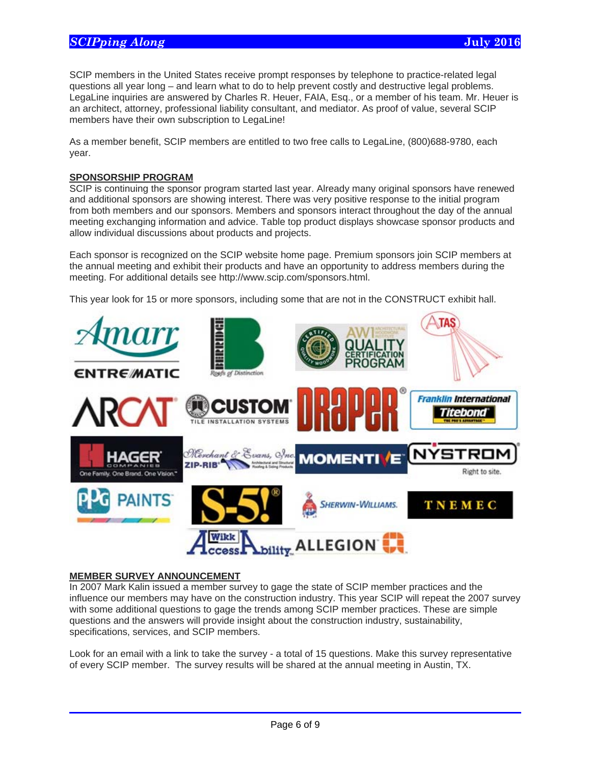SCIP members in the United States receive prompt responses by telephone to practice-related legal questions all year long – and learn what to do to help prevent costly and destructive legal problems. LegaLine inquiries are answered by Charles R. Heuer, FAIA, Esq., or a member of his team. Mr. Heuer is an architect, attorney, professional liability consultant, and mediator. As proof of value, several SCIP members have their own subscription to LegaLine!

As a member benefit, SCIP members are entitled to two free calls to LegaLine, (800)688-9780, each year.

## SPONSORSHIP PROGRAM

SCIP is continuing the sponsor program started last year. Already many original sponsors have renewed and additional sponsors are showing interest. There was very positive response to the initial program from both members and our sponsors. Members and sponsors interact throughout the day of the annual meeting exchanging information and advice. Table top product displays showcase sponsor products and allow individual discussions about products and projects.

Each sponsor is recognized on the SCIP website home page. Premium sponsors join SCIP members at the annual meeting and exhibit their products and have an opportunity to address members during the meeting. For additional details see http://www.scip.com/sponsors.html.

This year look for 15 or more sponsors, including some that are not in the CONSTRUCT exhibit hall.

## MEMBER SURVEY ANNOUNCEMENT

In 2007 Mark Kalin issued a member survey to gage the state of SCIP member practices and the influence our members may have on the construction industry. This year SCIP will repeat the 2007 survey with some additional questions to gage the trends among SCIP member practices. These are simple questions and the answers will provide insight about the construction industry, sustainability, specifications, services, and SCIP members.

Look for an email with a link to take the survey - a total of 15 questions. Make this survey representative of every SCIP member. The survey results will be shared at the annual meeting in Austin, TX.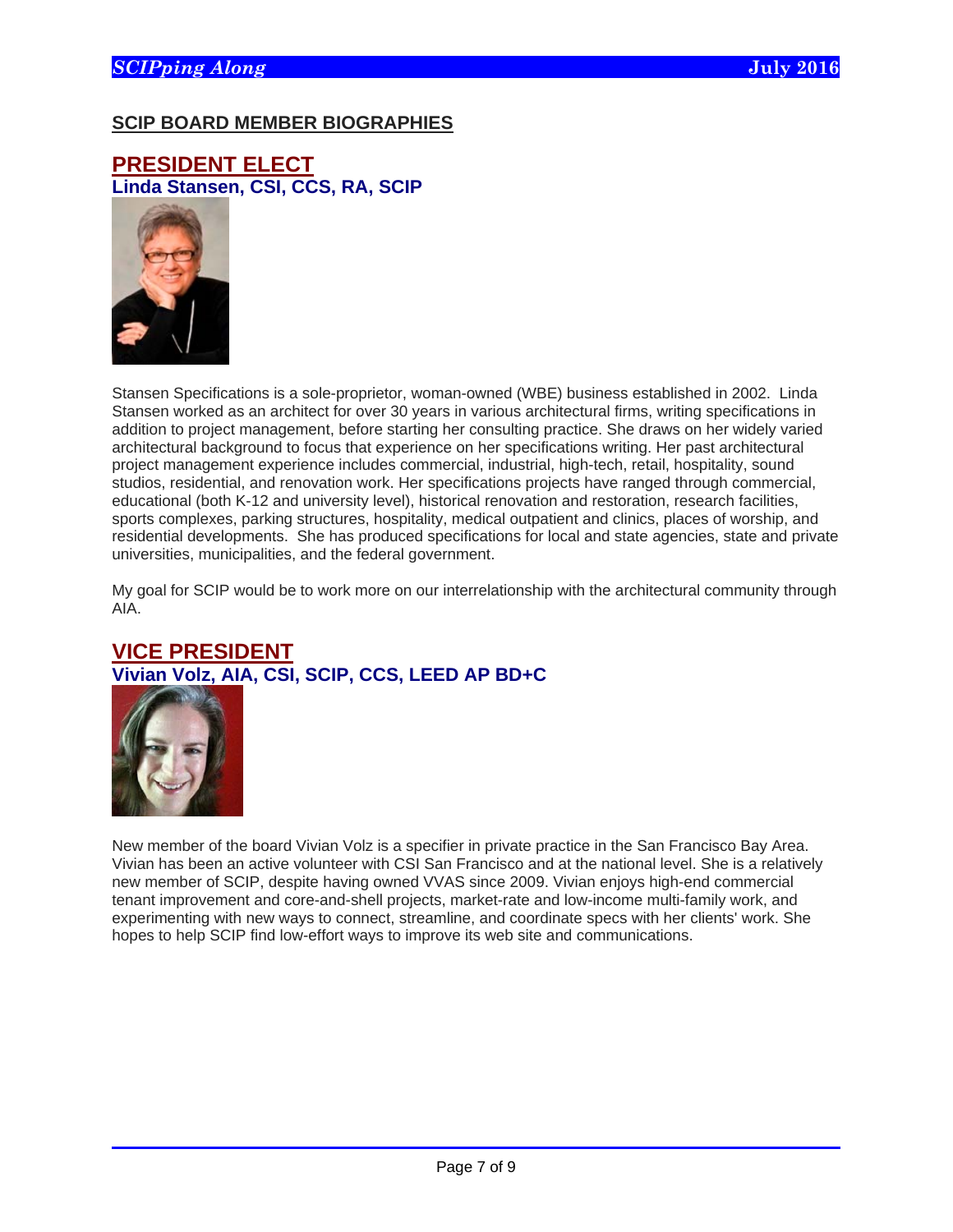## SCIP BOARD MEMBER BIOGRAPHIES

### PRESIDENT ELECT

**Linda Stansen, CSI, CCS, RA, SCIP**

Stansen Specifications is a sole-proprietor, woman-owned (WBE) business established in 2002. Linda Stansen worked as an architect for over 30 years in various architectural firms, writing specifications in addition to project management, before starting her consulting practice. She draws on her widely varied architectural background to focus that experience on her specifications writing. Her past architectural project management experience includes commercial, industrial, high-tech, retail, hospitality, sound studios, residential, and renovation work. Her specifications projects have ranged through commercial, educational (both K-12 and university level), historical renovation and restoration, research facilities, sports complexes, parking structures, hospitality, medical outpatient and clinics, places of worship, and residential developments. She has produced specifications for local and state agencies, state and private universities, municipalities, and the federal government.

My goal for SCIP would be to work more on our interrelationship with the architectural community through AIA.

### VICE PRESIDENT

**Vivian Volz, AIA, CSI, SCIP, CCS, LEED AP BD+C**

New member of the board Vivian Volz is a specifier in private practice in the San Francisco Bay Area. Vivian has been an active volunteer with CSI San Francisco and at the national level. She is a relatively new member of SCIP, despite having owned VVAS since 2009. Vivian enjoys high-end commercial tenant improvement and core-and-shell projects, market-rate and low-income multi-family work, and experimenting with new ways to connect, streamline, and coordinate specs with her clients' work. She hopes to help SCIP find low-effort ways to improve its web site and communications.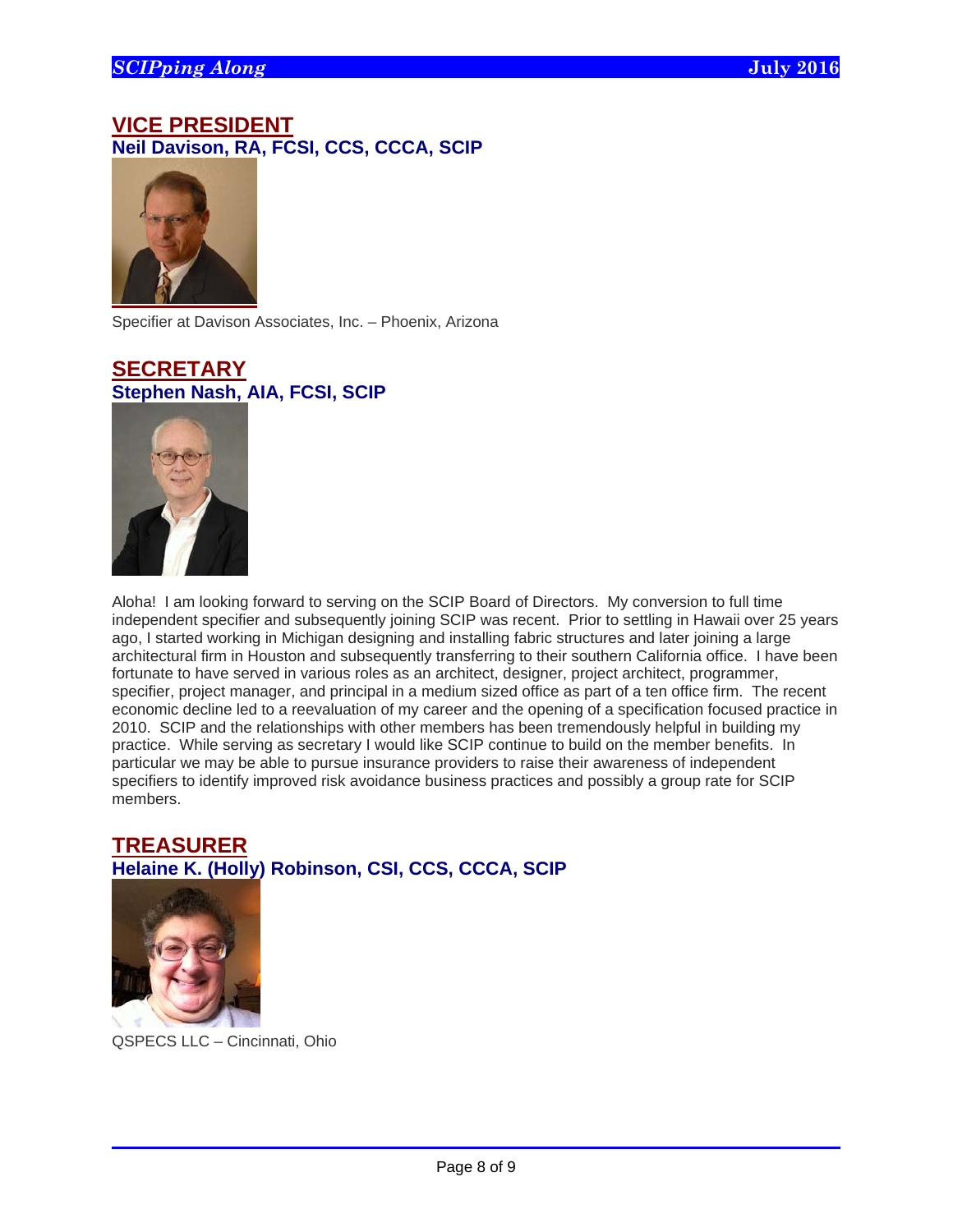## VICE PRESIDENT

**Neil Davison, RA, FCSI, CCS, CCCA, SCIP**

Specifier at Davison Associates, Inc. – Phoenix, Arizona

## SECRETARY

**Stephen Nash, AIA, FCSI, SCIP**

Aloha! I am looking forward to serving on the SCIP Board of Directors. My conversion to full time independent specifier and subsequently joining SCIP was recent. Prior to settling in Hawaii over 25 years ago, I started working in Michigan designing and installing fabric structures and later joining a large architectural firm in Houston and subsequently transferring to their southern California office. I have been fortunate to have served in various roles as an architect, designer, project architect, programmer, specifier, project manager, and principal in a medium sized office as part of a ten office firm. The recent economic decline led to a reevaluation of my career and the opening of a specification focused practice in 2010. SCIP and the relationships with other members has been tremendously helpful in building my practice. While serving as secretary I would like SCIP continue to build on the member benefits. In particular we may be able to pursue insurance providers to raise their awareness of independent specifiers to identify improved risk avoidance business practices and possibly a group rate for SCIP members.

## TREASURER

**Helaine K. (Holly) Robinson, CSI, CCS, CCCA, SCIP**

QSPECS LLC – Cincinnati, Ohio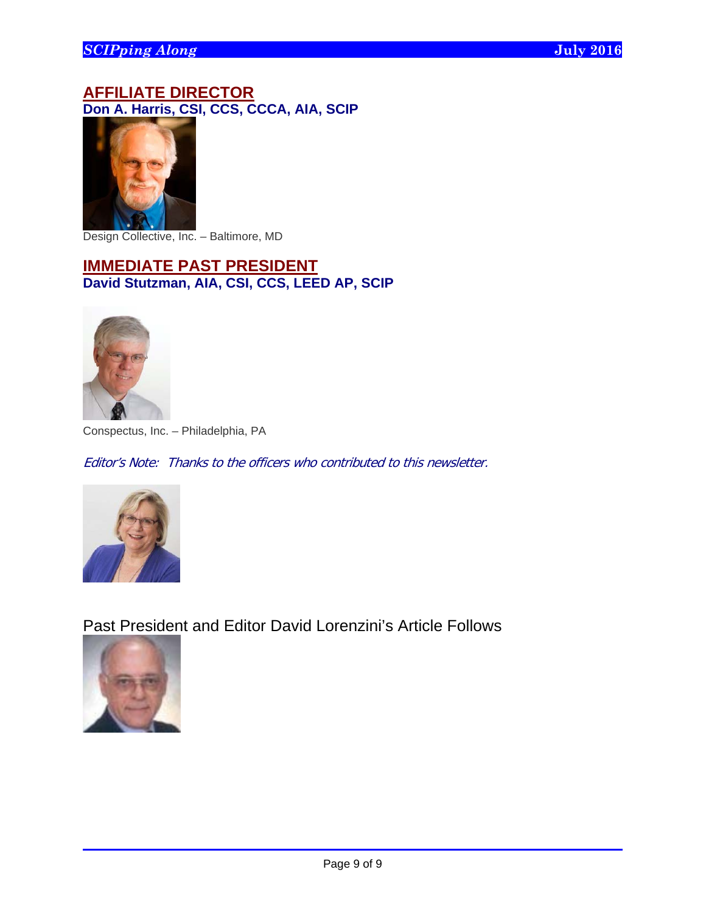## AFFILIATE DIRECTOR

**Don A. Harris, CSI, CCS, CCCA, AIA, SCIP**

Design Collective, Inc. – Baltimore, MD

## IMMEDIATE PAST PRESIDENT

**David Stutzman, AIA, CSI, CCS, LEED AP, SCIP**

Conspectus, Inc. – Philadelphia, PA

*Editor's Note: Thanks to the officers who contributed to this newsletter.*

Past President and Editor David Lorenzini's Article Follows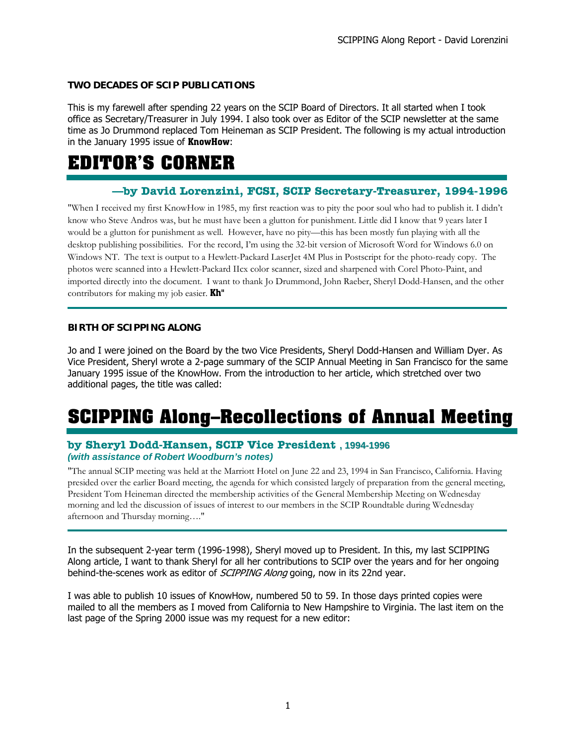**TWO DECADES OF SCIP PUBLICATIONS**

This is my farewell after spending 22 years on the SCIP Board of Directors. It all started when I took office as Secretary/Treasurer in July 1994. I also took over as Editor of the SCIP newsletter at the same time as Jo Drummond replaced Tom Heineman as SCIP President. The following is my actual introduction in the January 1995 issue of **KnowHow**:

# EDITOR'S CORNER

### —by David Lorenzini, FCSI, SCIP Secretary-Treasurer, 1994-1996

"When I received my first KnowHow in 1985, my first reaction was to pity the poor soul who had to publish it. I didn't know who Steve Andros was, but he must have been a glutton for punishment. Little did I know that 9 years later I would be a glutton for punishment as well. However, have no pity—this has been mostly fun playing with all the desktop publishing possibilities. For the record, I'm using the 32-bit version of Microsoft Word for Windows 6.0 on Windows NT. The text is output to a Hewlett-Packard LaserJet 4M Plus in Postscript for the photo-ready copy. The photos were scanned into a Hewlett-Packard IIcx color scanner, sized and sharpened with Corel Photo-Paint, and imported directly into the document. I want to thank Jo Drummond, John Raeber, Sheryl Dodd-Hansen, and the other contributors for making my job easier. **Kh**"

---

**BIRTH OF SCIPPING ALONG**

Jo and I were joined on the Board by the two Vice Presidents, Sheryl Dodd-Hansen and William Dyer. As Vice President, Sheryl wrote a 2-page summary of the SCIP Annual Meeting in San Francisco for the same January 1995 issue of the KnowHow. From the introduction to her article, which stretched over two additional pages, the title was called:

# SCIPPING Along–Recollections of Annual Meeting

### by Sheryl Dodd-Hansen, SCIP Vice President , 1994-1996

***(with assistance of Robert Woodburn's notes)***

"The annual SCIP meeting was held at the Marriott Hotel on June 22 and 23, 1994 in San Francisco, California. Having presided over the earlier Board meeting, the agenda for which consisted largely of preparation from the general meeting, President Tom Heineman directed the membership activities of the General Membership Meeting on Wednesday morning and led the discussion of issues of interest to our members in the SCIP Roundtable during Wednesday afternoon and Thursday morning…."

---

In the subsequent 2-year term (1996-1998), Sheryl moved up to President. In this, my last SCIPPING Along article, I want to thank Sheryl for all her contributions to SCIP over the years and for her ongoing behind-the-scenes work as editor of *SCIPPING Along* going, now in its 22nd year.

I was able to publish 10 issues of KnowHow, numbered 50 to 59. In those days printed copies were mailed to all the members as I moved from California to New Hampshire to Virginia. The last item on the last page of the Spring 2000 issue was my request for a new editor: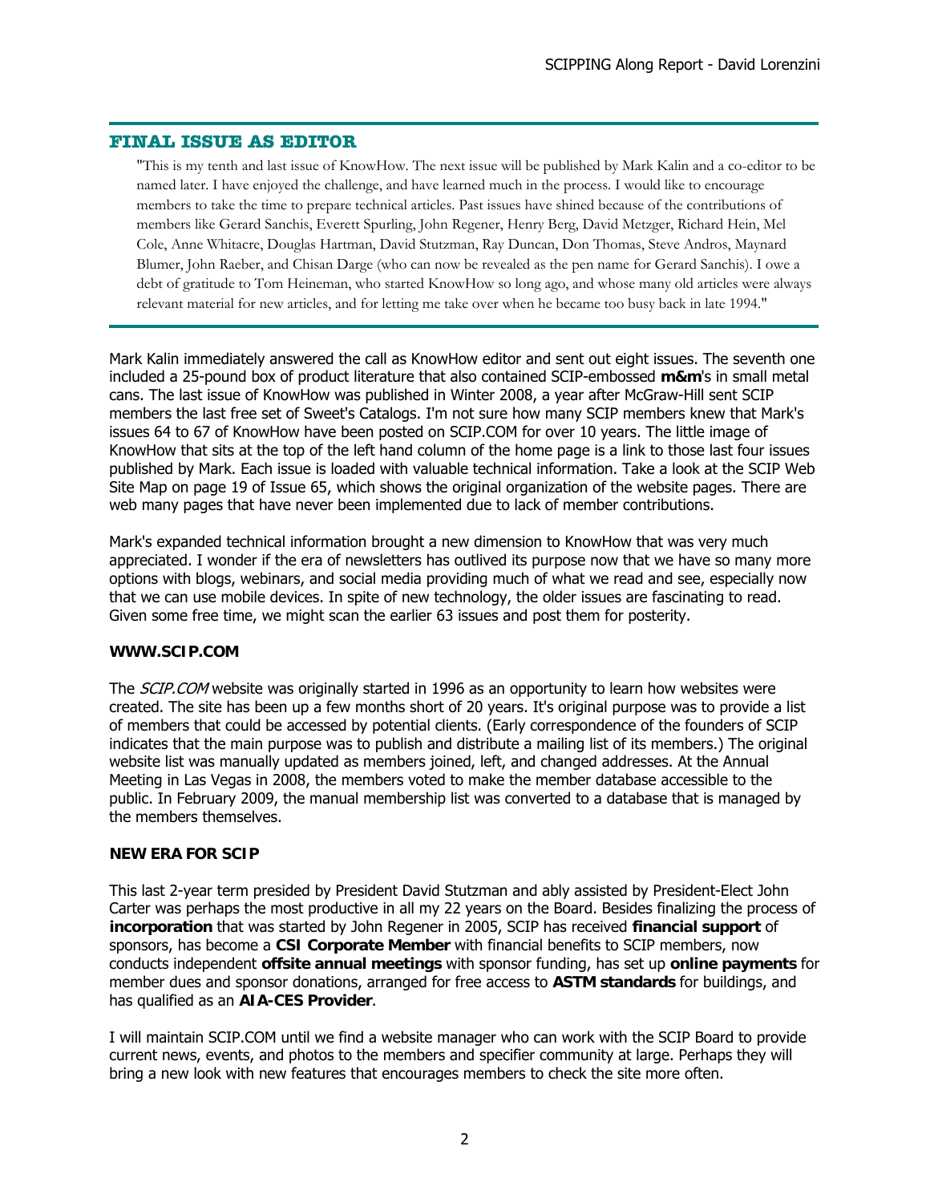## FINAL ISSUE AS EDITOR

"This is my tenth and last issue of KnowHow. The next issue will be published by Mark Kalin and a co-editor to be named later. I have enjoyed the challenge, and have learned much in the process. I would like to encourage members to take the time to prepare technical articles. Past issues have shined because of the contributions of members like Gerard Sanchis, Everett Spurling, John Regener, Henry Berg, David Metzger, Richard Hein, Mel Cole, Anne Whitacre, Douglas Hartman, David Stutzman, Ray Duncan, Don Thomas, Steve Andros, Maynard Blumer, John Raeber, and Chisan Darge (who can now be revealed as the pen name for Gerard Sanchis). I owe a debt of gratitude to Tom Heineman, who started KnowHow so long ago, and whose many old articles were always relevant material for new articles, and for letting me take over when he became too busy back in late 1994."

Mark Kalin immediately answered the call as KnowHow editor and sent out eight issues. The seventh one included a 25-pound box of product literature that also contained SCIP-embossed **m&m**'s in small metal cans. The last issue of KnowHow was published in Winter 2008, a year after McGraw-Hill sent SCIP members the last free set of Sweet's Catalogs. I'm not sure how many SCIP members knew that Mark's issues 64 to 67 of KnowHow have been posted on SCIP.COM for over 10 years. The little image of KnowHow that sits at the top of the left hand column of the home page is a link to those last four issues published by Mark. Each issue is loaded with valuable technical information. Take a look at the SCIP Web Site Map on page 19 of Issue 65, which shows the original organization of the website pages. There are web many pages that have never been implemented due to lack of member contributions.

Mark's expanded technical information brought a new dimension to KnowHow that was very much appreciated. I wonder if the era of newsletters has outlived its purpose now that we have so many more options with blogs, webinars, and social media providing much of what we read and see, especially now that we can use mobile devices. In spite of new technology, the older issues are fascinating to read. Given some free time, we might scan the earlier 63 issues and post them for posterity.

### WWW.SCIP.COM

The *SCIP.COM* website was originally started in 1996 as an opportunity to learn how websites were created. The site has been up a few months short of 20 years. It's original purpose was to provide a list of members that could be accessed by potential clients. (Early correspondence of the founders of SCIP indicates that the main purpose was to publish and distribute a mailing list of its members.) The original website list was manually updated as members joined, left, and changed addresses. At the Annual Meeting in Las Vegas in 2008, the members voted to make the member database accessible to the public. In February 2009, the manual membership list was converted to a database that is managed by the members themselves.

### NEW ERA FOR SCIP

This last 2-year term presided by President David Stutzman and ably assisted by President-Elect John Carter was perhaps the most productive in all my 22 years on the Board. Besides finalizing the process of **incorporation** that was started by John Regener in 2005, SCIP has received **financial support** of sponsors, has become a **CSI Corporate Member** with financial benefits to SCIP members, now conducts independent **offsite annual meetings** with sponsor funding, has set up **online payments** for member dues and sponsor donations, arranged for free access to **ASTM standards** for buildings, and has qualified as an **AIA-CES Provider**.

I will maintain SCIP.COM until we find a website manager who can work with the SCIP Board to provide current news, events, and photos to the members and specifier community at large. Perhaps they will bring a new look with new features that encourages members to check the site more often.